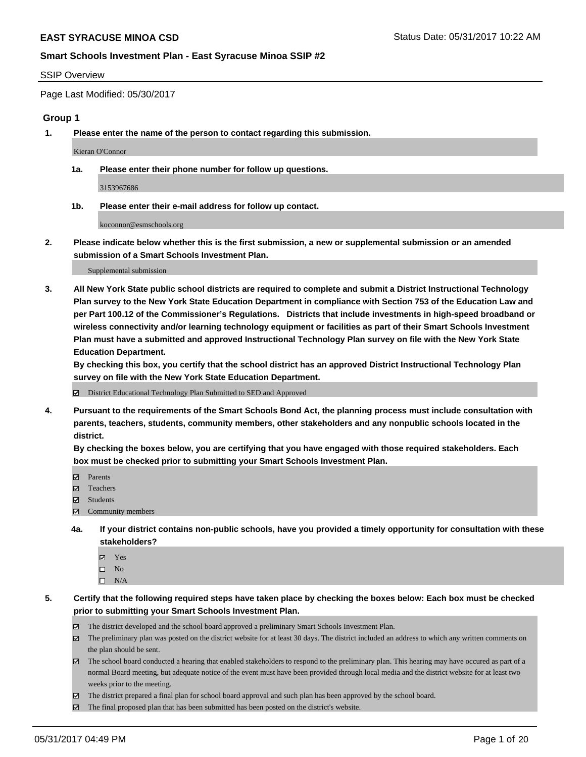# EAST SYRACUSE MINOA CSD

Status Date: 05/31/2017 10:22 AM

## Smart Schools Investment Plan - East Syracuse Minoa SSIP #2

SSIP Overview

Page Last Modified: 05/30/2017

### Group 1

**1. Please enter the name of the person to contact regarding this submission.**

Kieran O'Connor

**1a. Please enter their phone number for follow up questions.**

3153967686

**1b. Please enter their e-mail address for follow up contact.**

koconnor@esmschools.org

**2. Please indicate below whether this is the first submission, a new or supplemental submission or an amended submission of a Smart Schools Investment Plan.**

Supplemental submission

**3. All New York State public school districts are required to complete and submit a District Instructional Technology Plan survey to the New York State Education Department in compliance with Section 753 of the Education Law and per Part 100.12 of the Commissioner's Regulations. Districts that include investments in high-speed broadband or wireless connectivity and/or learning technology equipment or facilities as part of their Smart Schools Investment Plan must have a submitted and approved Instructional Technology Plan survey on file with the New York State Education Department.**
**By checking this box, you certify that the school district has an approved District Instructional Technology Plan survey on file with the New York State Education Department.**

- [x] District Educational Technology Plan Submitted to SED and Approved

**4. Pursuant to the requirements of the Smart Schools Bond Act, the planning process must include consultation with parents, teachers, students, community members, other stakeholders and any nonpublic schools located in the district.**
**By checking the boxes below, you are certifying that you have engaged with those required stakeholders. Each box must be checked prior to submitting your Smart Schools Investment Plan.**

- [x] Parents
- [x] Teachers
- [x] Students
- [x] Community members

**4a. If your district contains non-public schools, have you provided a timely opportunity for consultation with these stakeholders?**

- [x] Yes
- [ ] No
- [ ] N/A

**5. Certify that the following required steps have taken place by checking the boxes below: Each box must be checked prior to submitting your Smart Schools Investment Plan.**

- [x] The district developed and the school board approved a preliminary Smart Schools Investment Plan.
- [x] The preliminary plan was posted on the district website for at least 30 days. The district included an address to which any written comments on the plan should be sent.
- [x] The school board conducted a hearing that enabled stakeholders to respond to the preliminary plan. This hearing may have occured as part of a normal Board meeting, but adequate notice of the event must have been provided through local media and the district website for at least two weeks prior to the meeting.
- [x] The district prepared a final plan for school board approval and such plan has been approved by the school board.
- [x] The final proposed plan that has been submitted has been posted on the district's website.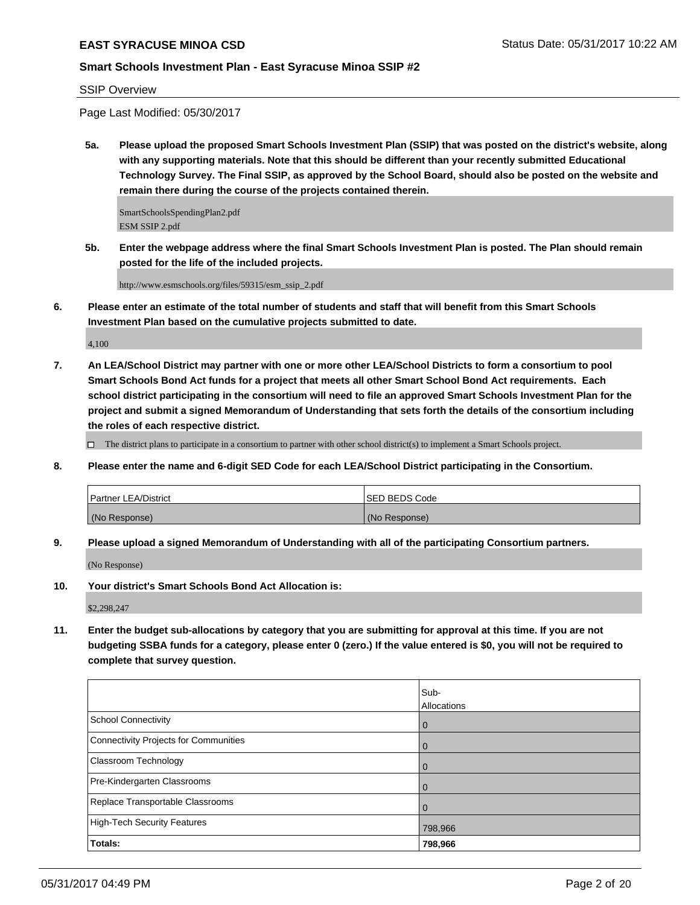**EAST SYRACUSE MINOA CSD**

**Smart Schools Investment Plan - East Syracuse Minoa SSIP #2**

SSIP Overview

Page Last Modified: 05/30/2017

**5a. Please upload the proposed Smart Schools Investment Plan (SSIP) that was posted on the district's website, along with any supporting materials. Note that this should be different than your recently submitted Educational Technology Survey. The Final SSIP, as approved by the School Board, should also be posted on the website and remain there during the course of the projects contained therein.**

SmartSchoolsSpendingPlan2.pdf
ESM SSIP 2.pdf

**5b. Enter the webpage address where the final Smart Schools Investment Plan is posted. The Plan should remain posted for the life of the included projects.**

http://www.esmschools.org/files/59315/esm_ssip_2.pdf

**6. Please enter an estimate of the total number of students and staff that will benefit from this Smart Schools Investment Plan based on the cumulative projects submitted to date.**

4,100

**7. An LEA/School District may partner with one or more other LEA/School Districts to form a consortium to pool Smart Schools Bond Act funds for a project that meets all other Smart School Bond Act requirements. Each school district participating in the consortium will need to file an approved Smart Schools Investment Plan for the project and submit a signed Memorandum of Understanding that sets forth the details of the consortium including the roles of each respective district.**

☐ The district plans to participate in a consortium to partner with other school district(s) to implement a Smart Schools project.

**8. Please enter the name and 6-digit SED Code for each LEA/School District participating in the Consortium.**

| Partner LEA/District | SED BEDS Code |
| --- | --- |
| (No Response) | (No Response) |

**9. Please upload a signed Memorandum of Understanding with all of the participating Consortium partners.**

(No Response)

**10. Your district's Smart Schools Bond Act Allocation is:**

$2,298,247

**11. Enter the budget sub-allocations by category that you are submitting for approval at this time. If you are not budgeting SSBA funds for a category, please enter 0 (zero.) If the value entered is $0, you will not be required to complete that survey question.**

| | Sub-Allocations |
| --- | --- |
| School Connectivity | 0 |
| Connectivity Projects for Communities | 0 |
| Classroom Technology | 0 |
| Pre-Kindergarten Classrooms | 0 |
| Replace Transportable Classrooms | 0 |
| High-Tech Security Features | 798,966 |
| **Totals:** | **798,966** |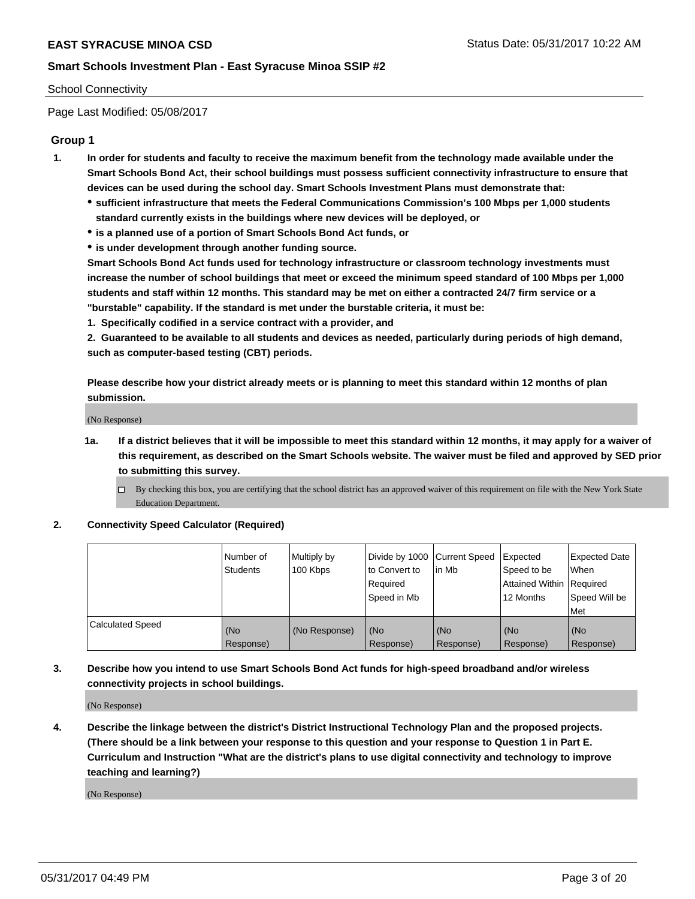School Connectivity

Page Last Modified: 05/08/2017

## Group 1

1. **In order for students and faculty to receive the maximum benefit from the technology made available under the Smart Schools Bond Act, their school buildings must possess sufficient connectivity infrastructure to ensure that devices can be used during the school day. Smart Schools Investment Plans must demonstrate that:**
   - **sufficient infrastructure that meets the Federal Communications Commission's 100 Mbps per 1,000 students standard currently exists in the buildings where new devices will be deployed, or**
   - **is a planned use of a portion of Smart Schools Bond Act funds, or**
   - **is under development through another funding source.**

   **Smart Schools Bond Act funds used for technology infrastructure or classroom technology investments must increase the number of school buildings that meet or exceed the minimum speed standard of 100 Mbps per 1,000 students and staff within 12 months. This standard may be met on either a contracted 24/7 firm service or a "burstable" capability. If the standard is met under the burstable criteria, it must be:**

   **1. Specifically codified in a service contract with a provider, and**

   **2. Guaranteed to be available to all students and devices as needed, particularly during periods of high demand, such as computer-based testing (CBT) periods.**

   **Please describe how your district already meets or is planning to meet this standard within 12 months of plan submission.**

   (No Response)

   1a. **If a district believes that it will be impossible to meet this standard within 12 months, it may apply for a waiver of this requirement, as described on the Smart Schools website. The waiver must be filed and approved by SED prior to submitting this survey.**

   ☐ By checking this box, you are certifying that the school district has an approved waiver of this requirement on file with the New York State Education Department.

2. **Connectivity Speed Calculator (Required)**

| | Number of Students | Multiply by 100 Kbps | Divide by 1000 to Convert to Required Speed in Mb | Current Speed in Mb | Expected Speed to be Attained Within 12 Months | Expected Date When Required Speed Will be Met |
|---|---|---|---|---|---|---|
| Calculated Speed | (No Response) | (No Response) | (No Response) | (No Response) | (No Response) | (No Response) |

3. **Describe how you intend to use Smart Schools Bond Act funds for high-speed broadband and/or wireless connectivity projects in school buildings.**

   (No Response)

4. **Describe the linkage between the district's District Instructional Technology Plan and the proposed projects. (There should be a link between your response to this question and your response to Question 1 in Part E. Curriculum and Instruction "What are the district's plans to use digital connectivity and technology to improve teaching and learning?)**

   (No Response)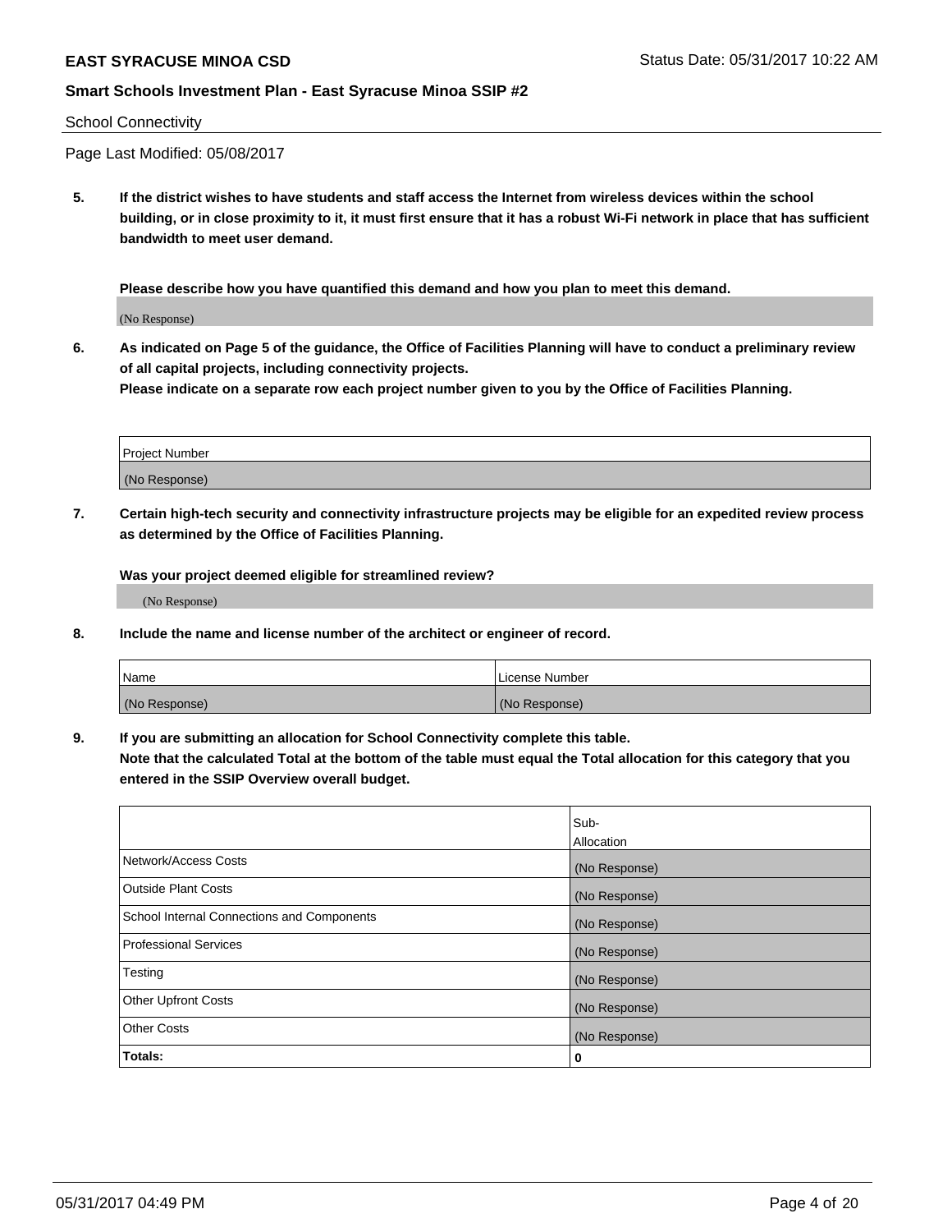School Connectivity

Page Last Modified: 05/08/2017

**5. If the district wishes to have students and staff access the Internet from wireless devices within the school building, or in close proximity to it, it must first ensure that it has a robust Wi-Fi network in place that has sufficient bandwidth to meet user demand.**

**Please describe how you have quantified this demand and how you plan to meet this demand.**

(No Response)

**6. As indicated on Page 5 of the guidance, the Office of Facilities Planning will have to conduct a preliminary review of all capital projects, including connectivity projects.**
**Please indicate on a separate row each project number given to you by the Office of Facilities Planning.**

| Project Number |
|---|
| (No Response) |

**7. Certain high-tech security and connectivity infrastructure projects may be eligible for an expedited review process as determined by the Office of Facilities Planning.**

**Was your project deemed eligible for streamlined review?**

(No Response)

**8. Include the name and license number of the architect or engineer of record.**

| Name | License Number |
|---|---|
| (No Response) | (No Response) |

**9. If you are submitting an allocation for School Connectivity complete this table.**
**Note that the calculated Total at the bottom of the table must equal the Total allocation for this category that you entered in the SSIP Overview overall budget.**

| | Sub-Allocation |
|---|---|
| Network/Access Costs | (No Response) |
| Outside Plant Costs | (No Response) |
| School Internal Connections and Components | (No Response) |
| Professional Services | (No Response) |
| Testing | (No Response) |
| Other Upfront Costs | (No Response) |
| Other Costs | (No Response) |
| **Totals:** | **0** |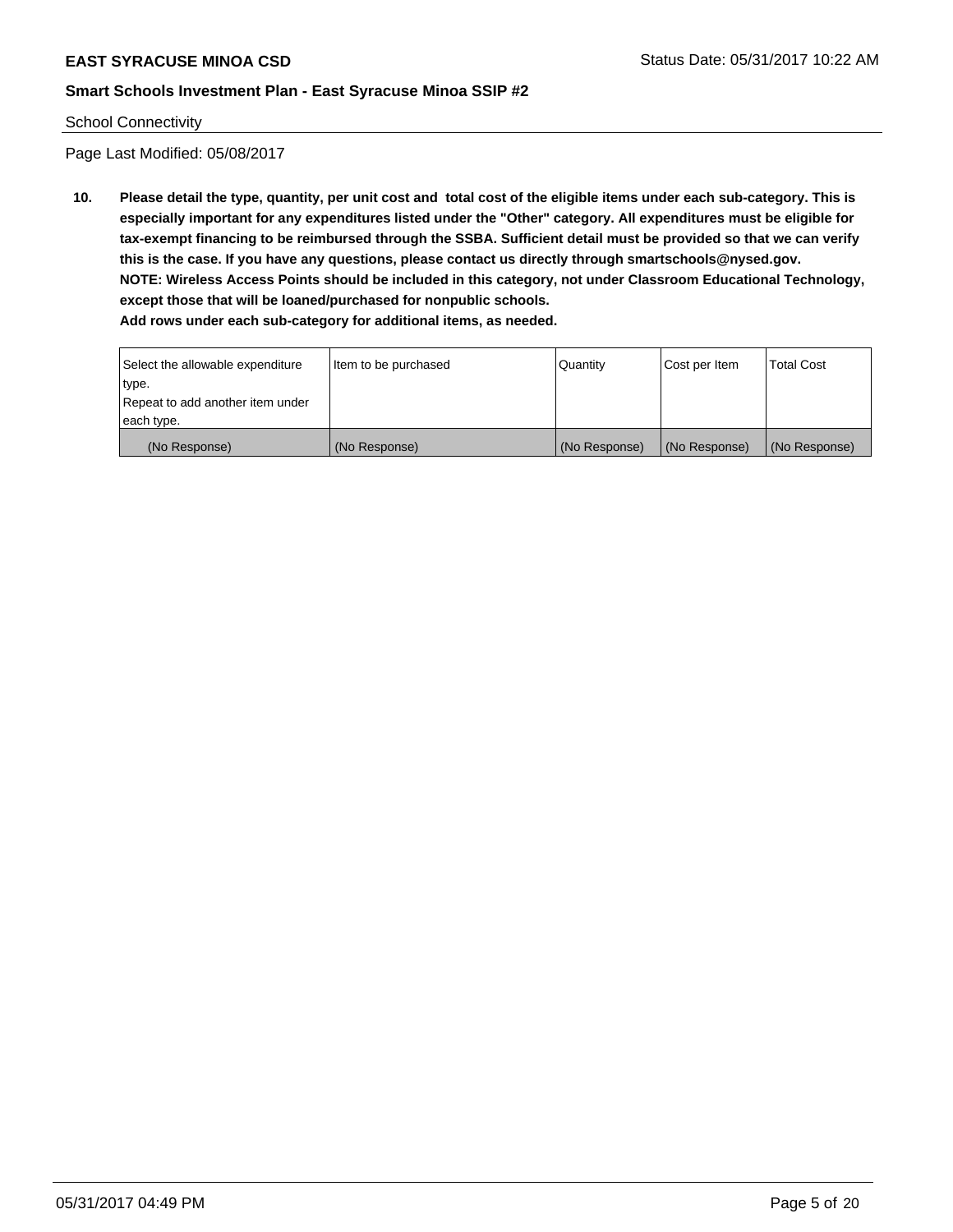School Connectivity

Page Last Modified: 05/08/2017

**10. Please detail the type, quantity, per unit cost and total cost of the eligible items under each sub-category. This is especially important for any expenditures listed under the "Other" category. All expenditures must be eligible for tax-exempt financing to be reimbursed through the SSBA. Sufficient detail must be provided so that we can verify this is the case. If you have any questions, please contact us directly through smartschools@nysed.gov.**
**NOTE: Wireless Access Points should be included in this category, not under Classroom Educational Technology, except those that will be loaned/purchased for nonpublic schools.**
**Add rows under each sub-category for additional items, as needed.**

| Select the allowable expenditure type. Repeat to add another item under each type. | Item to be purchased | Quantity | Cost per Item | Total Cost |
|---|---|---|---|---|
| (No Response) | (No Response) | (No Response) | (No Response) | (No Response) |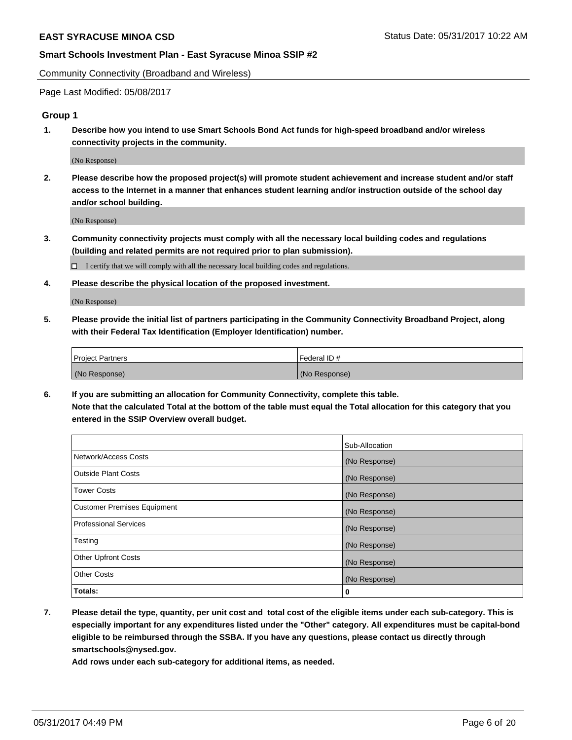## Community Connectivity (Broadband and Wireless)

Page Last Modified: 05/08/2017

### Group 1

1. **Describe how you intend to use Smart Schools Bond Act funds for high-speed broadband and/or wireless connectivity projects in the community.**

   (No Response)

2. **Please describe how the proposed project(s) will promote student achievement and increase student and/or staff access to the Internet in a manner that enhances student learning and/or instruction outside of the school day and/or school building.**

   (No Response)

3. **Community connectivity projects must comply with all the necessary local building codes and regulations (building and related permits are not required prior to plan submission).**

   ☐ I certify that we will comply with all the necessary local building codes and regulations.

4. **Please describe the physical location of the proposed investment.**

   (No Response)

5. **Please provide the initial list of partners participating in the Community Connectivity Broadband Project, along with their Federal Tax Identification (Employer Identification) number.**

| Project Partners | Federal ID # |
|---|---|
| (No Response) | (No Response) |

6. **If you are submitting an allocation for Community Connectivity, complete this table.**
   **Note that the calculated Total at the bottom of the table must equal the Total allocation for this category that you entered in the SSIP Overview overall budget.**

| | Sub-Allocation |
|---|---|
| Network/Access Costs | (No Response) |
| Outside Plant Costs | (No Response) |
| Tower Costs | (No Response) |
| Customer Premises Equipment | (No Response) |
| Professional Services | (No Response) |
| Testing | (No Response) |
| Other Upfront Costs | (No Response) |
| Other Costs | (No Response) |
| **Totals:** | **0** |

7. **Please detail the type, quantity, per unit cost and total cost of the eligible items under each sub-category. This is especially important for any expenditures listed under the "Other" category. All expenditures must be capital-bond eligible to be reimbursed through the SSBA. If you have any questions, please contact us directly through smartschools@nysed.gov.**
   **Add rows under each sub-category for additional items, as needed.**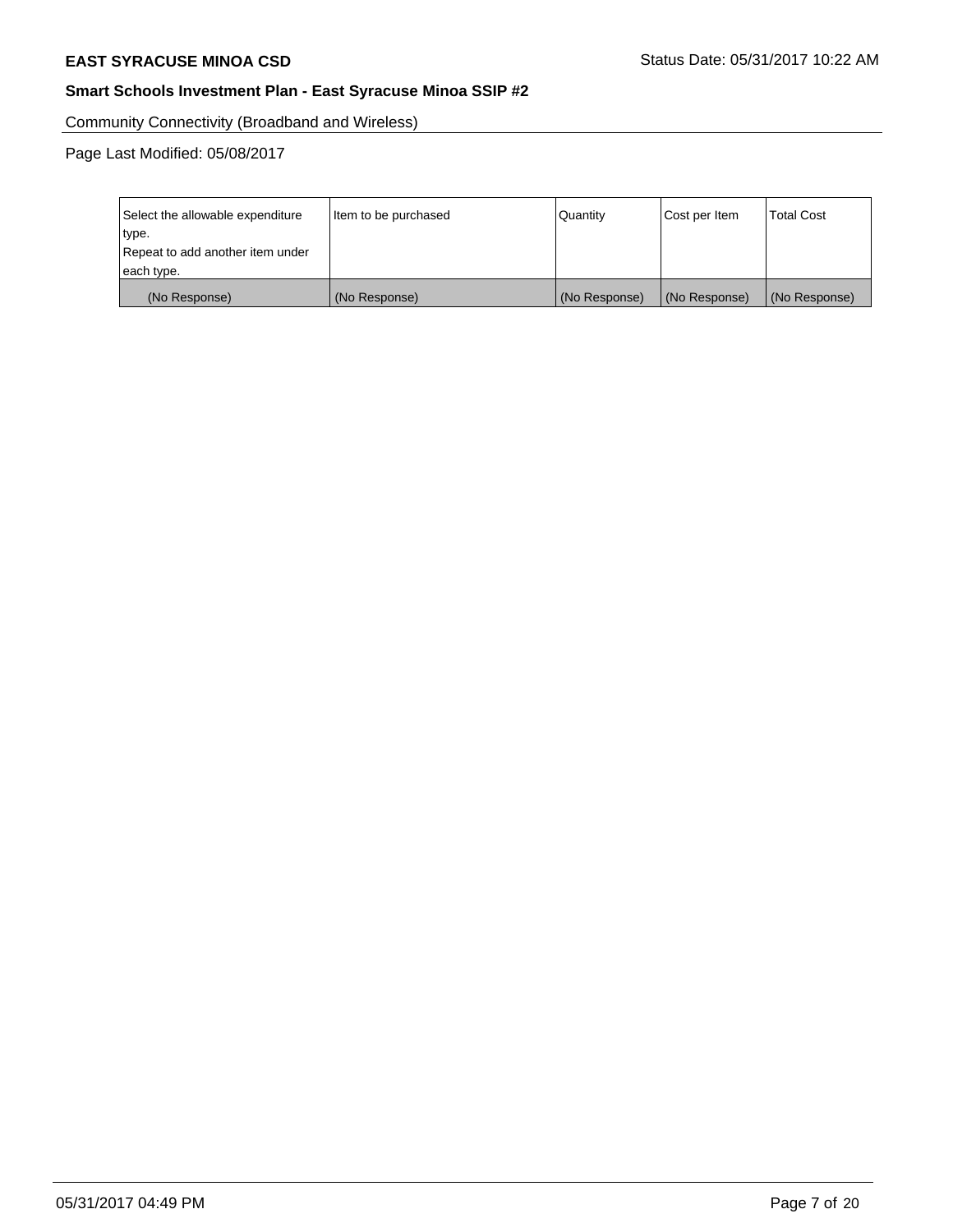Community Connectivity (Broadband and Wireless)

Page Last Modified: 05/08/2017

| Select the allowable expenditure type. Repeat to add another item under each type. | Item to be purchased | Quantity | Cost per Item | Total Cost |
| --- | --- | --- | --- | --- |
| (No Response) | (No Response) | (No Response) | (No Response) | (No Response) |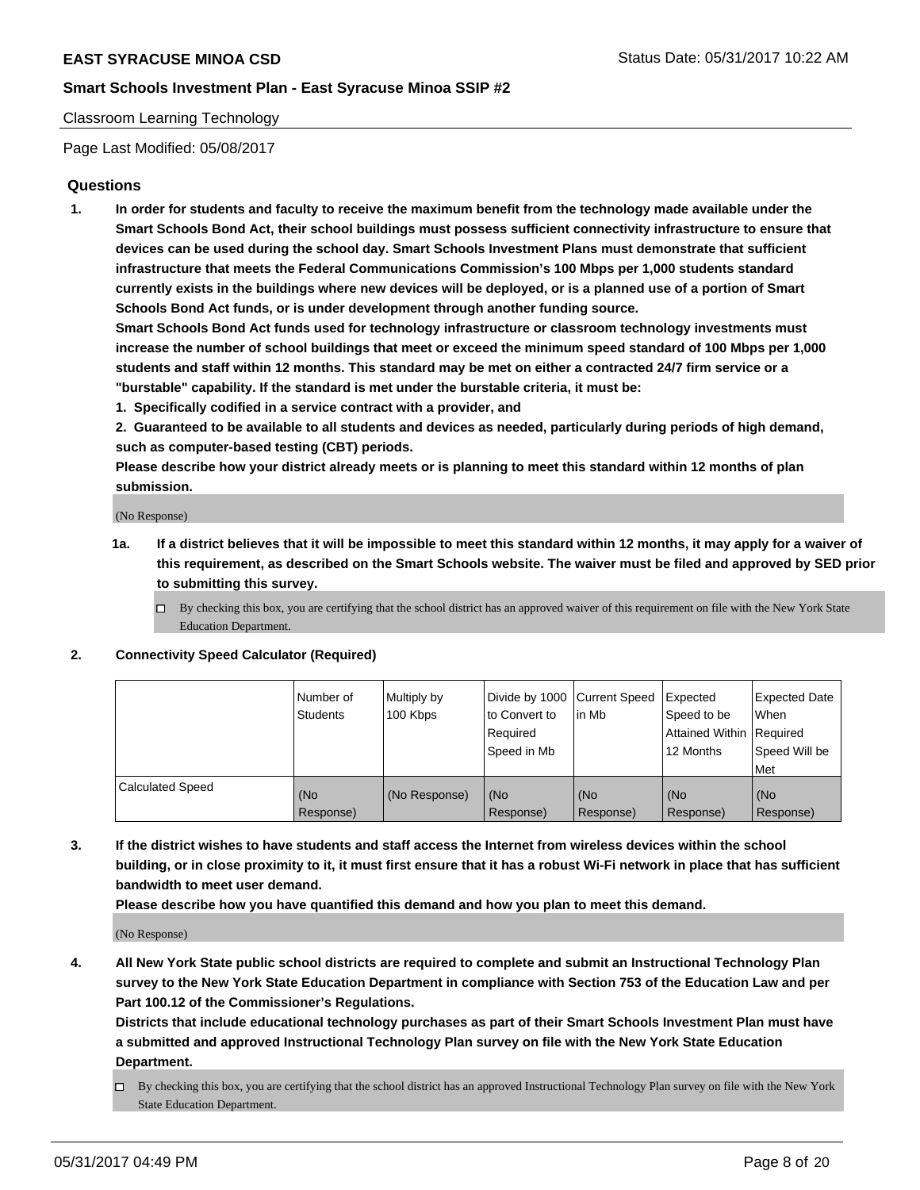**EAST SYRACUSE MINOA CSD** Status Date: 05/31/2017 10:22 AM

**Smart Schools Investment Plan - East Syracuse Minoa SSIP #2**

Classroom Learning Technology

Page Last Modified: 05/08/2017

## Questions

1. **In order for students and faculty to receive the maximum benefit from the technology made available under the Smart Schools Bond Act, their school buildings must possess sufficient connectivity infrastructure to ensure that devices can be used during the school day. Smart Schools Investment Plans must demonstrate that sufficient infrastructure that meets the Federal Communications Commission's 100 Mbps per 1,000 students standard currently exists in the buildings where new devices will be deployed, or is a planned use of a portion of Smart Schools Bond Act funds, or is under development through another funding source.**
   **Smart Schools Bond Act funds used for technology infrastructure or classroom technology investments must increase the number of school buildings that meet or exceed the minimum speed standard of 100 Mbps per 1,000 students and staff within 12 months. This standard may be met on either a contracted 24/7 firm service or a "burstable" capability. If the standard is met under the burstable criteria, it must be:**
   **1. Specifically codified in a service contract with a provider, and**
   **2. Guaranteed to be available to all students and devices as needed, particularly during periods of high demand, such as computer-based testing (CBT) periods.**
   **Please describe how your district already meets or is planning to meet this standard within 12 months of plan submission.**

   (No Response)

   **1a. If a district believes that it will be impossible to meet this standard within 12 months, it may apply for a waiver of this requirement, as described on the Smart Schools website. The waiver must be filed and approved by SED prior to submitting this survey.**

   ☐ By checking this box, you are certifying that the school district has an approved waiver of this requirement on file with the New York State Education Department.

2. **Connectivity Speed Calculator (Required)**

| | Number of Students | Multiply by 100 Kbps | Divide by 1000 to Convert to Required Speed in Mb | Current Speed in Mb | Expected Speed to be Attained Within 12 Months | Expected Date When Required Speed Will be Met |
|---|---|---|---|---|---|---|
| Calculated Speed | (No Response) | (No Response) | (No Response) | (No Response) | (No Response) | (No Response) |

3. **If the district wishes to have students and staff access the Internet from wireless devices within the school building, or in close proximity to it, it must first ensure that it has a robust Wi-Fi network in place that has sufficient bandwidth to meet user demand.**
   **Please describe how you have quantified this demand and how you plan to meet this demand.**

   (No Response)

4. **All New York State public school districts are required to complete and submit an Instructional Technology Plan survey to the New York State Education Department in compliance with Section 753 of the Education Law and per Part 100.12 of the Commissioner's Regulations.**
   **Districts that include educational technology purchases as part of their Smart Schools Investment Plan must have a submitted and approved Instructional Technology Plan survey on file with the New York State Education Department.**

   ☐ By checking this box, you are certifying that the school district has an approved Instructional Technology Plan survey on file with the New York State Education Department.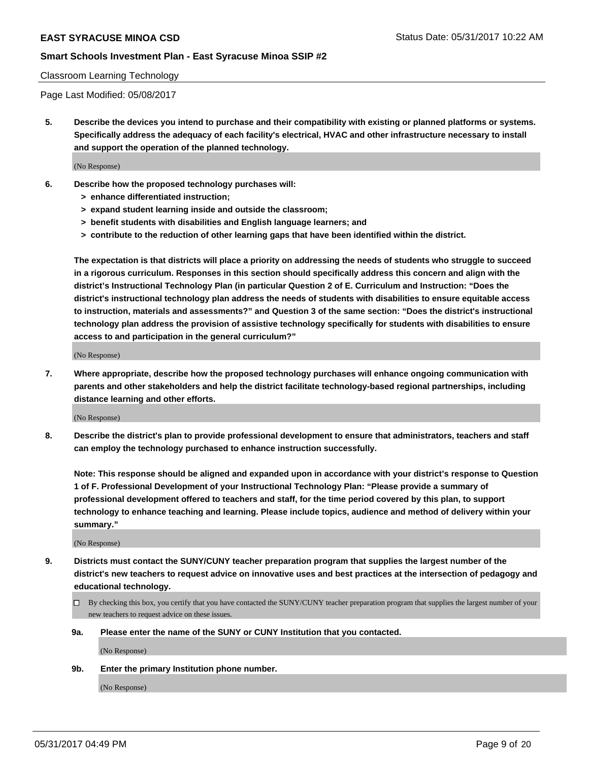Classroom Learning Technology

Page Last Modified: 05/08/2017

**5. Describe the devices you intend to purchase and their compatibility with existing or planned platforms or systems. Specifically address the adequacy of each facility's electrical, HVAC and other infrastructure necessary to install and support the operation of the planned technology.**

(No Response)

**6. Describe how the proposed technology purchases will:**

- **> enhance differentiated instruction;**
- **> expand student learning inside and outside the classroom;**
- **> benefit students with disabilities and English language learners; and**
- **> contribute to the reduction of other learning gaps that have been identified within the district.**

**The expectation is that districts will place a priority on addressing the needs of students who struggle to succeed in a rigorous curriculum. Responses in this section should specifically address this concern and align with the district's Instructional Technology Plan (in particular Question 2 of E. Curriculum and Instruction: "Does the district's instructional technology plan address the needs of students with disabilities to ensure equitable access to instruction, materials and assessments?" and Question 3 of the same section: "Does the district's instructional technology plan address the provision of assistive technology specifically for students with disabilities to ensure access to and participation in the general curriculum?"**

(No Response)

**7. Where appropriate, describe how the proposed technology purchases will enhance ongoing communication with parents and other stakeholders and help the district facilitate technology-based regional partnerships, including distance learning and other efforts.**

(No Response)

**8. Describe the district's plan to provide professional development to ensure that administrators, teachers and staff can employ the technology purchased to enhance instruction successfully.**

**Note: This response should be aligned and expanded upon in accordance with your district's response to Question 1 of F. Professional Development of your Instructional Technology Plan: "Please provide a summary of professional development offered to teachers and staff, for the time period covered by this plan, to support technology to enhance teaching and learning. Please include topics, audience and method of delivery within your summary."**

(No Response)

**9. Districts must contact the SUNY/CUNY teacher preparation program that supplies the largest number of the district's new teachers to request advice on innovative uses and best practices at the intersection of pedagogy and educational technology.**

☐ By checking this box, you certify that you have contacted the SUNY/CUNY teacher preparation program that supplies the largest number of your new teachers to request advice on these issues.

**9a. Please enter the name of the SUNY or CUNY Institution that you contacted.**

(No Response)

**9b. Enter the primary Institution phone number.**

(No Response)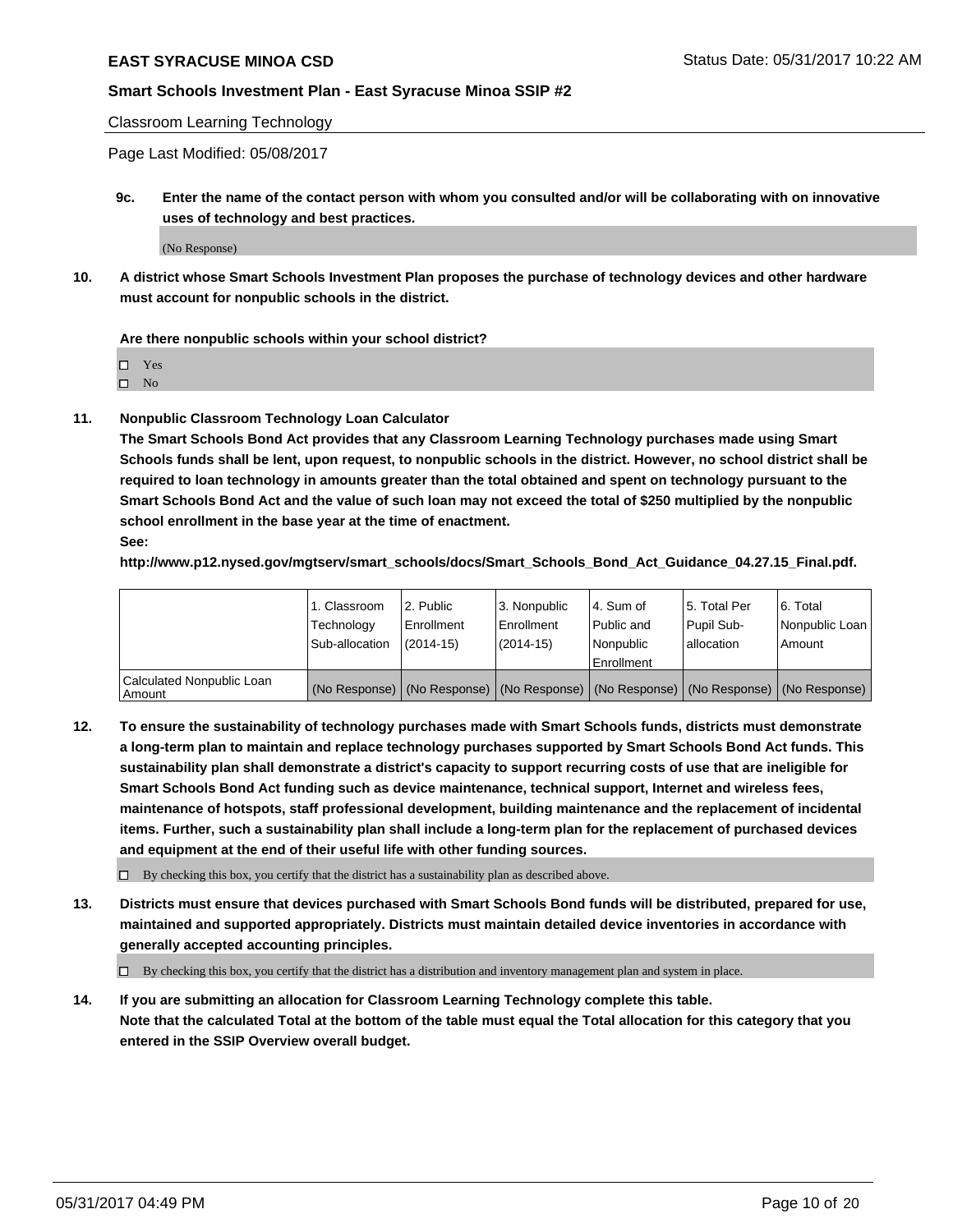Classroom Learning Technology

Page Last Modified: 05/08/2017

**9c. Enter the name of the contact person with whom you consulted and/or will be collaborating with on innovative uses of technology and best practices.**

(No Response)

**10. A district whose Smart Schools Investment Plan proposes the purchase of technology devices and other hardware must account for nonpublic schools in the district.**

**Are there nonpublic schools within your school district?**

- ☐ Yes
- ☐ No

**11. Nonpublic Classroom Technology Loan Calculator**

**The Smart Schools Bond Act provides that any Classroom Learning Technology purchases made using Smart Schools funds shall be lent, upon request, to nonpublic schools in the district. However, no school district shall be required to loan technology in amounts greater than the total obtained and spent on technology pursuant to the Smart Schools Bond Act and the value of such loan may not exceed the total of $250 multiplied by the nonpublic school enrollment in the base year at the time of enactment.**

**See:**

**http://www.p12.nysed.gov/mgtserv/smart_schools/docs/Smart_Schools_Bond_Act_Guidance_04.27.15_Final.pdf.**

| | 1. Classroom Technology Sub-allocation | 2. Public Enrollment (2014-15) | 3. Nonpublic Enrollment (2014-15) | 4. Sum of Public and Nonpublic Enrollment | 5. Total Per Pupil Sub-allocation | 6. Total Nonpublic Loan Amount |
|---|---|---|---|---|---|---|
| Calculated Nonpublic Loan Amount | (No Response) | (No Response) | (No Response) | (No Response) | (No Response) | (No Response) |

**12. To ensure the sustainability of technology purchases made with Smart Schools funds, districts must demonstrate a long-term plan to maintain and replace technology purchases supported by Smart Schools Bond Act funds. This sustainability plan shall demonstrate a district's capacity to support recurring costs of use that are ineligible for Smart Schools Bond Act funding such as device maintenance, technical support, Internet and wireless fees, maintenance of hotspots, staff professional development, building maintenance and the replacement of incidental items. Further, such a sustainability plan shall include a long-term plan for the replacement of purchased devices and equipment at the end of their useful life with other funding sources.**

☐ By checking this box, you certify that the district has a sustainability plan as described above.

**13. Districts must ensure that devices purchased with Smart Schools Bond funds will be distributed, prepared for use, maintained and supported appropriately. Districts must maintain detailed device inventories in accordance with generally accepted accounting principles.**

☐ By checking this box, you certify that the district has a distribution and inventory management plan and system in place.

**14. If you are submitting an allocation for Classroom Learning Technology complete this table. Note that the calculated Total at the bottom of the table must equal the Total allocation for this category that you entered in the SSIP Overview overall budget.**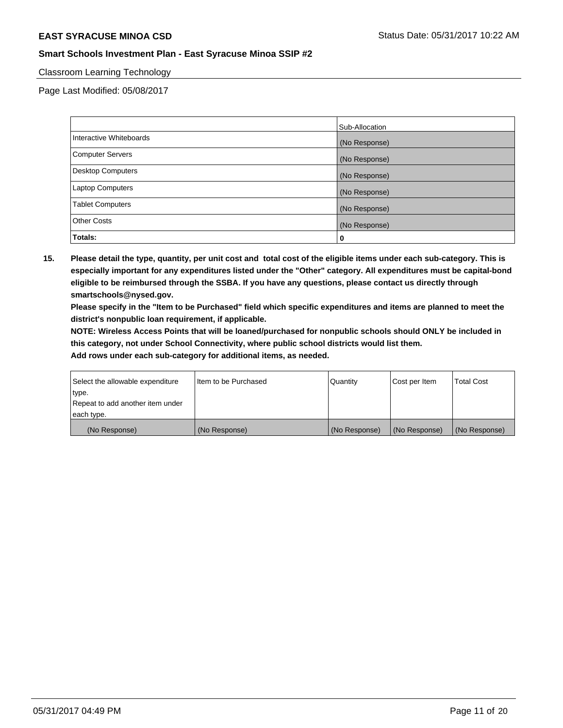## Classroom Learning Technology

Page Last Modified: 05/08/2017

| | Sub-Allocation |
|---|---|
| Interactive Whiteboards | (No Response) |
| Computer Servers | (No Response) |
| Desktop Computers | (No Response) |
| Laptop Computers | (No Response) |
| Tablet Computers | (No Response) |
| Other Costs | (No Response) |
| **Totals:** | **0** |

**15. Please detail the type, quantity, per unit cost and total cost of the eligible items under each sub-category. This is especially important for any expenditures listed under the "Other" category. All expenditures must be capital-bond eligible to be reimbursed through the SSBA. If you have any questions, please contact us directly through smartschools@nysed.gov.**

**Please specify in the "Item to be Purchased" field which specific expenditures and items are planned to meet the district's nonpublic loan requirement, if applicable.**

**NOTE: Wireless Access Points that will be loaned/purchased for nonpublic schools should ONLY be included in this category, not under School Connectivity, where public school districts would list them.**

**Add rows under each sub-category for additional items, as needed.**

| Select the allowable expenditure type. Repeat to add another item under each type. | Item to be Purchased | Quantity | Cost per Item | Total Cost |
|---|---|---|---|---|
| (No Response) | (No Response) | (No Response) | (No Response) | (No Response) |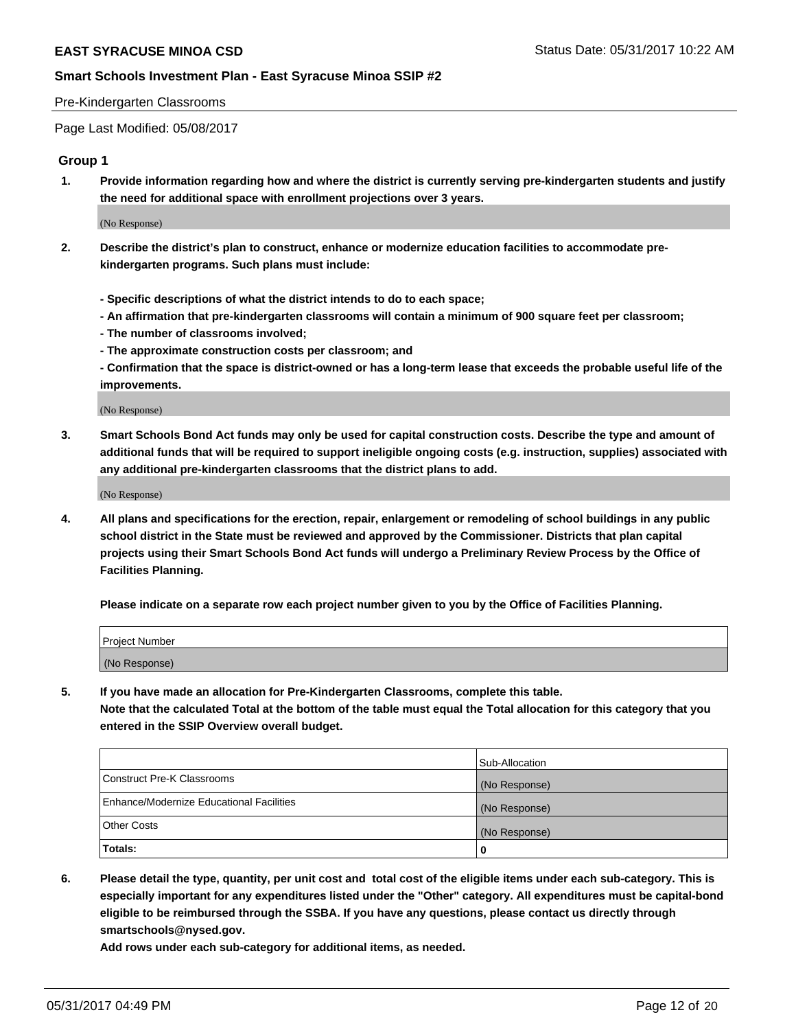Pre-Kindergarten Classrooms

Page Last Modified: 05/08/2017

## Group 1

1. **Provide information regarding how and where the district is currently serving pre-kindergarten students and justify the need for additional space with enrollment projections over 3 years.**

(No Response)

2. **Describe the district's plan to construct, enhance or modernize education facilities to accommodate pre-kindergarten programs. Such plans must include:**

**- Specific descriptions of what the district intends to do to each space;**
**- An affirmation that pre-kindergarten classrooms will contain a minimum of 900 square feet per classroom;**
**- The number of classrooms involved;**
**- The approximate construction costs per classroom; and**
**- Confirmation that the space is district-owned or has a long-term lease that exceeds the probable useful life of the improvements.**

(No Response)

3. **Smart Schools Bond Act funds may only be used for capital construction costs. Describe the type and amount of additional funds that will be required to support ineligible ongoing costs (e.g. instruction, supplies) associated with any additional pre-kindergarten classrooms that the district plans to add.**

(No Response)

4. **All plans and specifications for the erection, repair, enlargement or remodeling of school buildings in any public school district in the State must be reviewed and approved by the Commissioner. Districts that plan capital projects using their Smart Schools Bond Act funds will undergo a Preliminary Review Process by the Office of Facilities Planning.**

**Please indicate on a separate row each project number given to you by the Office of Facilities Planning.**

| Project Number |
| --- |
| (No Response) |

5. **If you have made an allocation for Pre-Kindergarten Classrooms, complete this table.**
**Note that the calculated Total at the bottom of the table must equal the Total allocation for this category that you entered in the SSIP Overview overall budget.**

| | Sub-Allocation |
| --- | --- |
| Construct Pre-K Classrooms | (No Response) |
| Enhance/Modernize Educational Facilities | (No Response) |
| Other Costs | (No Response) |
| **Totals:** | **0** |

6. **Please detail the type, quantity, per unit cost and total cost of the eligible items under each sub-category. This is especially important for any expenditures listed under the "Other" category. All expenditures must be capital-bond eligible to be reimbursed through the SSBA. If you have any questions, please contact us directly through smartschools@nysed.gov.**
**Add rows under each sub-category for additional items, as needed.**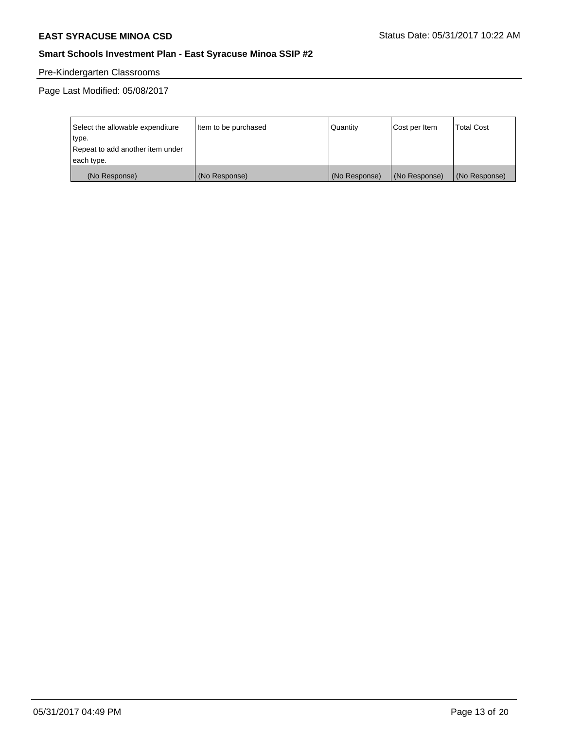**EAST SYRACUSE MINOA CSD** Status Date: 05/31/2017 10:22 AM

**Smart Schools Investment Plan - East Syracuse Minoa SSIP #2**

Pre-Kindergarten Classrooms

Page Last Modified: 05/08/2017

| Select the allowable expenditure type. Repeat to add another item under each type. | Item to be purchased | Quantity | Cost per Item | Total Cost |
|---|---|---|---|---|
| (No Response) | (No Response) | (No Response) | (No Response) | (No Response) |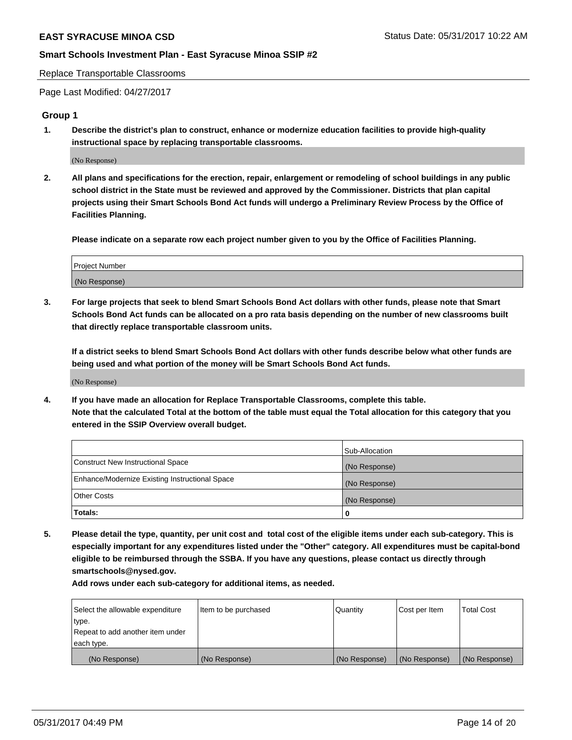Replace Transportable Classrooms

Page Last Modified: 04/27/2017

## Group 1

**1. Describe the district's plan to construct, enhance or modernize education facilities to provide high-quality instructional space by replacing transportable classrooms.**

(No Response)

**2. All plans and specifications for the erection, repair, enlargement or remodeling of school buildings in any public school district in the State must be reviewed and approved by the Commissioner. Districts that plan capital projects using their Smart Schools Bond Act funds will undergo a Preliminary Review Process by the Office of Facilities Planning.**

**Please indicate on a separate row each project number given to you by the Office of Facilities Planning.**

| Project Number |
| --- |
| (No Response) |

**3. For large projects that seek to blend Smart Schools Bond Act dollars with other funds, please note that Smart Schools Bond Act funds can be allocated on a pro rata basis depending on the number of new classrooms built that directly replace transportable classroom units.**

**If a district seeks to blend Smart Schools Bond Act dollars with other funds describe below what other funds are being used and what portion of the money will be Smart Schools Bond Act funds.**

(No Response)

**4. If you have made an allocation for Replace Transportable Classrooms, complete this table. Note that the calculated Total at the bottom of the table must equal the Total allocation for this category that you entered in the SSIP Overview overall budget.**

| | Sub-Allocation |
| --- | --- |
| Construct New Instructional Space | (No Response) |
| Enhance/Modernize Existing Instructional Space | (No Response) |
| Other Costs | (No Response) |
| **Totals:** | **0** |

**5. Please detail the type, quantity, per unit cost and total cost of the eligible items under each sub-category. This is especially important for any expenditures listed under the "Other" category. All expenditures must be capital-bond eligible to be reimbursed through the SSBA. If you have any questions, please contact us directly through smartschools@nysed.gov.**

**Add rows under each sub-category for additional items, as needed.**

| Select the allowable expenditure type. Repeat to add another item under each type. | Item to be purchased | Quantity | Cost per Item | Total Cost |
| --- | --- | --- | --- | --- |
| (No Response) | (No Response) | (No Response) | (No Response) | (No Response) |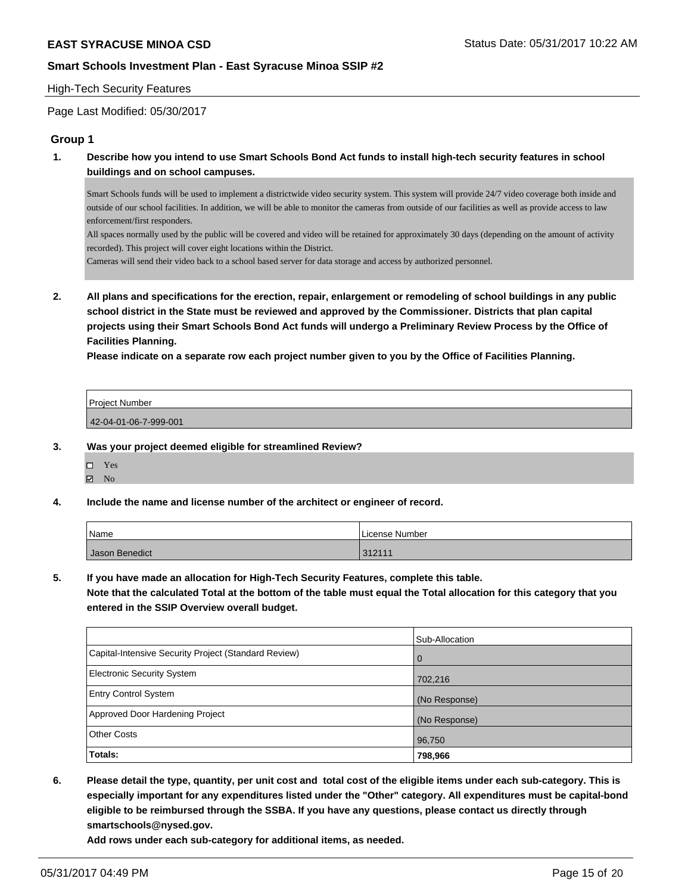## High-Tech Security Features

Page Last Modified: 05/30/2017

### Group 1

**1. Describe how you intend to use Smart Schools Bond Act funds to install high-tech security features in school buildings and on school campuses.**

Smart Schools funds will be used to implement a districtwide video security system. This system will provide 24/7 video coverage both inside and outside of our school facilities. In addition, we will be able to monitor the cameras from outside of our facilities as well as provide access to law enforcement/first responders.
All spaces normally used by the public will be covered and video will be retained for approximately 30 days (depending on the amount of activity recorded). This project will cover eight locations within the District.
Cameras will send their video back to a school based server for data storage and access by authorized personnel.

**2. All plans and specifications for the erection, repair, enlargement or remodeling of school buildings in any public school district in the State must be reviewed and approved by the Commissioner. Districts that plan capital projects using their Smart Schools Bond Act funds will undergo a Preliminary Review Process by the Office of Facilities Planning.**

**Please indicate on a separate row each project number given to you by the Office of Facilities Planning.**

| Project Number |
| --- |
| 42-04-01-06-7-999-001 |

**3. Was your project deemed eligible for streamlined Review?**

- ☐ Yes
- ☑ No

**4. Include the name and license number of the architect or engineer of record.**

| Name | License Number |
| --- | --- |
| Jason Benedict | 312111 |

**5. If you have made an allocation for High-Tech Security Features, complete this table.**
**Note that the calculated Total at the bottom of the table must equal the Total allocation for this category that you entered in the SSIP Overview overall budget.**

| | Sub-Allocation |
| --- | --- |
| Capital-Intensive Security Project (Standard Review) | 0 |
| Electronic Security System | 702,216 |
| Entry Control System | (No Response) |
| Approved Door Hardening Project | (No Response) |
| Other Costs | 96,750 |
| **Totals:** | **798,966** |

**6. Please detail the type, quantity, per unit cost and total cost of the eligible items under each sub-category. This is especially important for any expenditures listed under the "Other" category. All expenditures must be capital-bond eligible to be reimbursed through the SSBA. If you have any questions, please contact us directly through smartschools@nysed.gov.**
**Add rows under each sub-category for additional items, as needed.**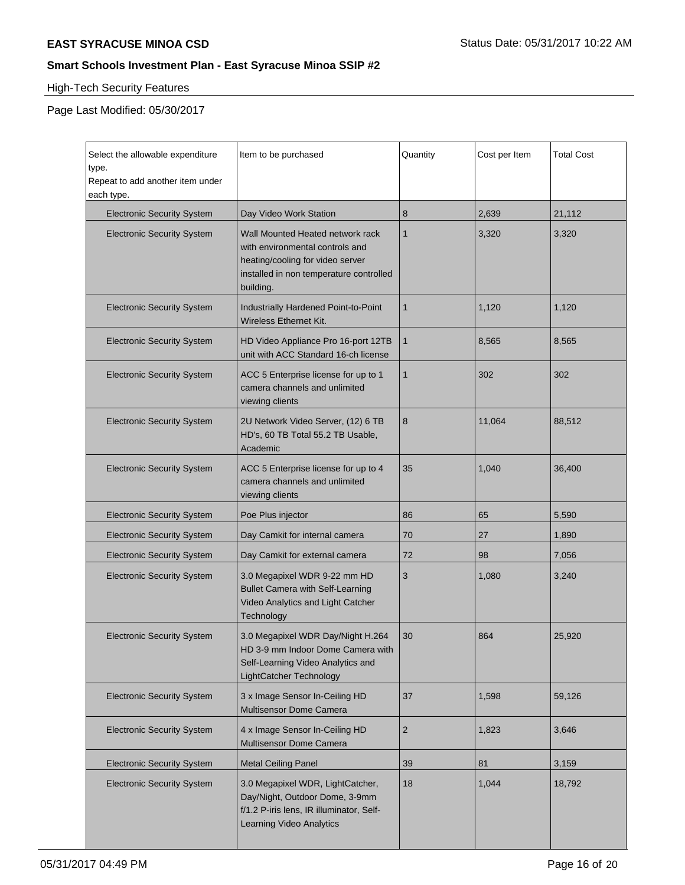**EAST SYRACUSE MINOA CSD**

Status Date: 05/31/2017 10:22 AM

**Smart Schools Investment Plan - East Syracuse Minoa SSIP #2**

High-Tech Security Features

Page Last Modified: 05/30/2017

| Select the allowable expenditure type. Repeat to add another item under each type. | Item to be purchased | Quantity | Cost per Item | Total Cost |
|---|---|---|---|---|
| Electronic Security System | Day Video Work Station | 8 | 2,639 | 21,112 |
| Electronic Security System | Wall Mounted Heated network rack with environmental controls and heating/cooling for video server installed in non temperature controlled building. | 1 | 3,320 | 3,320 |
| Electronic Security System | Industrially Hardened Point-to-Point Wireless Ethernet Kit. | 1 | 1,120 | 1,120 |
| Electronic Security System | HD Video Appliance Pro 16-port 12TB unit with ACC Standard 16-ch license | 1 | 8,565 | 8,565 |
| Electronic Security System | ACC 5 Enterprise license for up to 1 camera channels and unlimited viewing clients | 1 | 302 | 302 |
| Electronic Security System | 2U Network Video Server, (12) 6 TB HD's, 60 TB Total 55.2 TB Usable, Academic | 8 | 11,064 | 88,512 |
| Electronic Security System | ACC 5 Enterprise license for up to 4 camera channels and unlimited viewing clients | 35 | 1,040 | 36,400 |
| Electronic Security System | Poe Plus injector | 86 | 65 | 5,590 |
| Electronic Security System | Day Camkit for internal camera | 70 | 27 | 1,890 |
| Electronic Security System | Day Camkit for external camera | 72 | 98 | 7,056 |
| Electronic Security System | 3.0 Megapixel WDR 9-22 mm HD Bullet Camera with Self-Learning Video Analytics and Light Catcher Technology | 3 | 1,080 | 3,240 |
| Electronic Security System | 3.0 Megapixel WDR Day/Night H.264 HD 3-9 mm Indoor Dome Camera with Self-Learning Video Analytics and LightCatcher Technology | 30 | 864 | 25,920 |
| Electronic Security System | 3 x Image Sensor In-Ceiling HD Multisensor Dome Camera | 37 | 1,598 | 59,126 |
| Electronic Security System | 4 x Image Sensor In-Ceiling HD Multisensor Dome Camera | 2 | 1,823 | 3,646 |
| Electronic Security System | Metal Ceiling Panel | 39 | 81 | 3,159 |
| Electronic Security System | 3.0 Megapixel WDR, LightCatcher, Day/Night, Outdoor Dome, 3-9mm f/1.2 P-iris lens, IR illuminator, Self-Learning Video Analytics | 18 | 1,044 | 18,792 |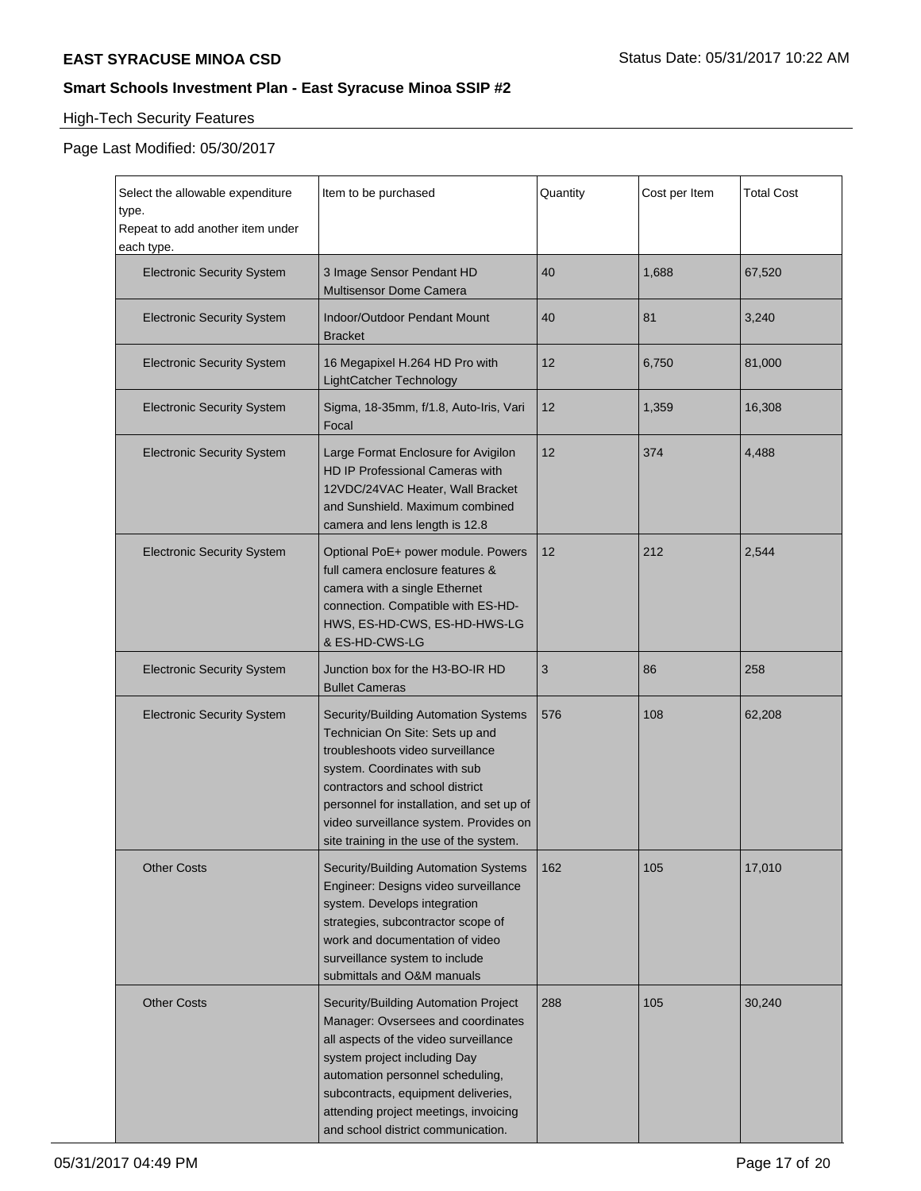**EAST SYRACUSE MINOA CSD** Status Date: 05/31/2017 10:22 AM

**Smart Schools Investment Plan - East Syracuse Minoa SSIP #2**

High-Tech Security Features

Page Last Modified: 05/30/2017

| Select the allowable expenditure type. Repeat to add another item under each type. | Item to be purchased | Quantity | Cost per Item | Total Cost |
|---|---|---|---|---|
| Electronic Security System | 3 Image Sensor Pendant HD Multisensor Dome Camera | 40 | 1,688 | 67,520 |
| Electronic Security System | Indoor/Outdoor Pendant Mount Bracket | 40 | 81 | 3,240 |
| Electronic Security System | 16 Megapixel H.264 HD Pro with LightCatcher Technology | 12 | 6,750 | 81,000 |
| Electronic Security System | Sigma, 18-35mm, f/1.8, Auto-Iris, Vari Focal | 12 | 1,359 | 16,308 |
| Electronic Security System | Large Format Enclosure for Avigilon HD IP Professional Cameras with 12VDC/24VAC Heater, Wall Bracket and Sunshield. Maximum combined camera and lens length is 12.8 | 12 | 374 | 4,488 |
| Electronic Security System | Optional PoE+ power module. Powers full camera enclosure features & camera with a single Ethernet connection. Compatible with ES-HD-HWS, ES-HD-CWS, ES-HD-HWS-LG & ES-HD-CWS-LG | 12 | 212 | 2,544 |
| Electronic Security System | Junction box for the H3-BO-IR HD Bullet Cameras | 3 | 86 | 258 |
| Electronic Security System | Security/Building Automation Systems Technician On Site: Sets up and troubleshoots video surveillance system. Coordinates with sub contractors and school district personnel for installation, and set up of video surveillance system. Provides on site training in the use of the system. | 576 | 108 | 62,208 |
| Other Costs | Security/Building Automation Systems Engineer: Designs video surveillance system. Develops integration strategies, subcontractor scope of work and documentation of video surveillance system to include submittals and O&M manuals | 162 | 105 | 17,010 |
| Other Costs | Security/Building Automation Project Manager: Ovsersees and coordinates all aspects of the video surveillance system project including Day automation personnel scheduling, subcontracts, equipment deliveries, attending project meetings, invoicing and school district communication. | 288 | 105 | 30,240 |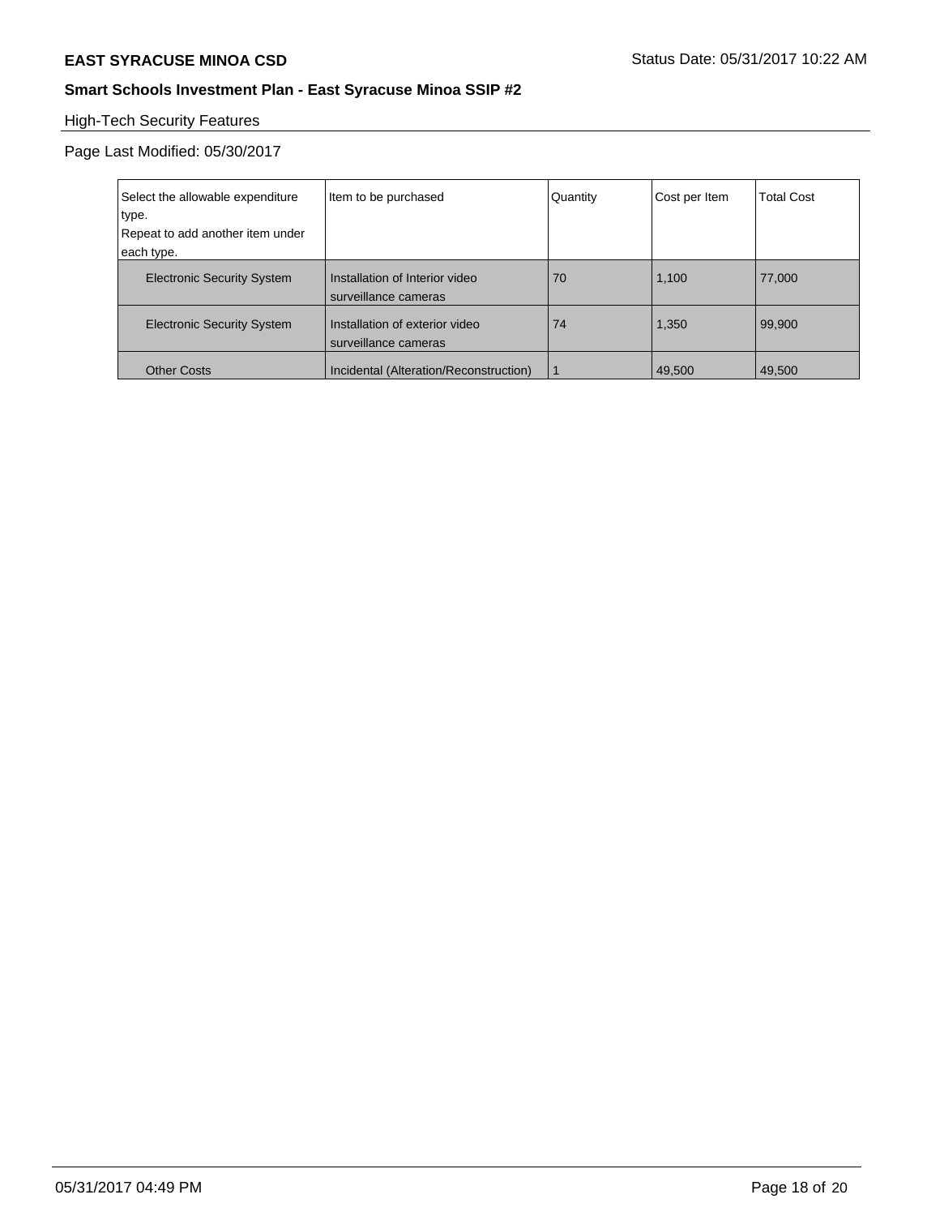## High-Tech Security Features

Page Last Modified: 05/30/2017

| Select the allowable expenditure type. Repeat to add another item under each type. | Item to be purchased | Quantity | Cost per Item | Total Cost |
|---|---|---|---|---|
| Electronic Security System | Installation of Interior video surveillance cameras | 70 | 1,100 | 77,000 |
| Electronic Security System | Installation of exterior video surveillance cameras | 74 | 1,350 | 99,900 |
| Other Costs | Incidental (Alteration/Reconstruction) | 1 | 49,500 | 49,500 |